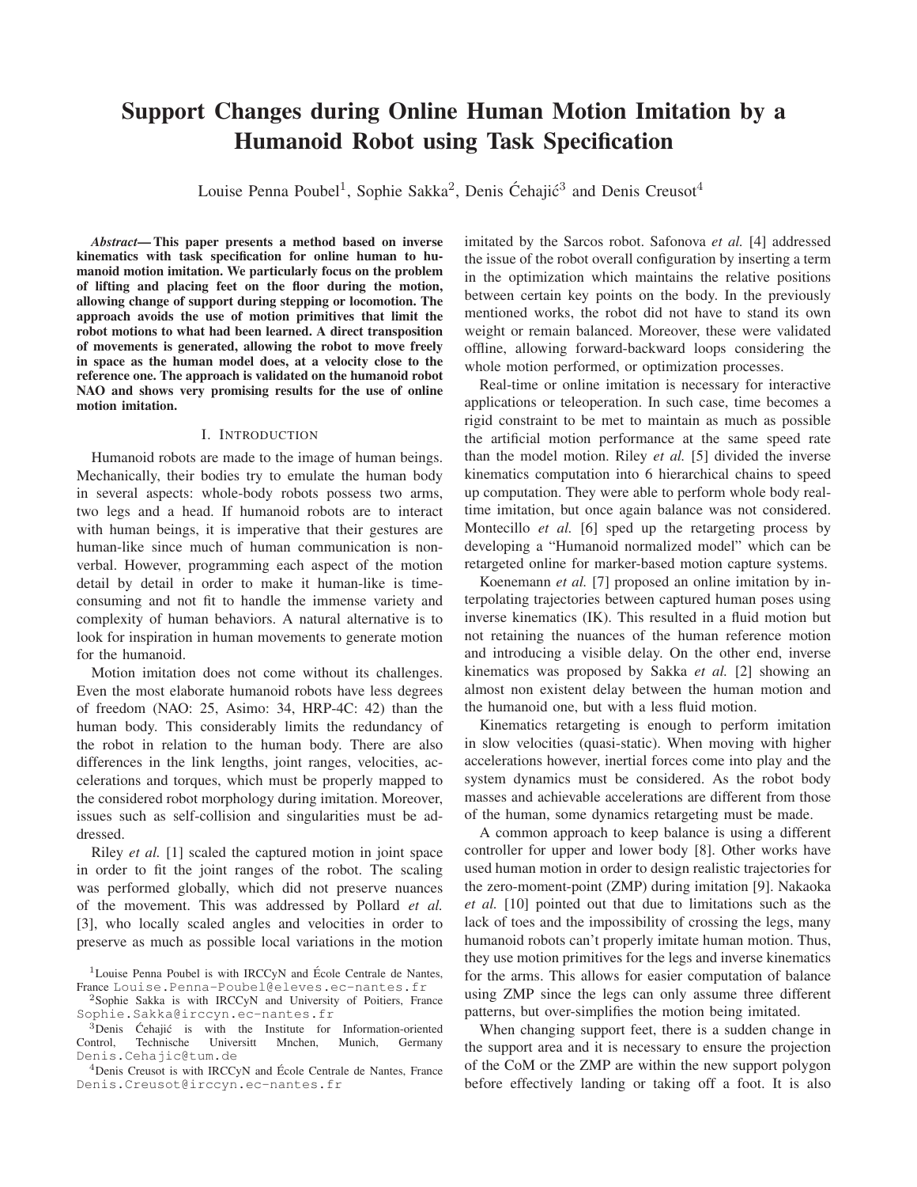# Support Changes during Online Human Motion Imitation by a Humanoid Robot using Task Specification

Louise Penna Poubel[1], Sophie Sakka[2], Denis Ćehajić[3] and Denis Creusot[4]

***Abstract*— This paper presents a method based on inverse kinematics with task specification for online human to humanoid motion imitation. We particularly focus on the problem of lifting and placing feet on the floor during the motion, allowing change of support during stepping or locomotion. The approach avoids the use of motion primitives that limit the robot motions to what had been learned. A direct transposition of movements is generated, allowing the robot to move freely in space as the human model does, at a velocity close to the reference one. The approach is validated on the humanoid robot NAO and shows very promising results for the use of online motion imitation.**

## I. Introduction

Humanoid robots are made to the image of human beings. Mechanically, their bodies try to emulate the human body in several aspects: whole-body robots possess two arms, two legs and a head. If humanoid robots are to interact with human beings, it is imperative that their gestures are human-like since much of human communication is non-verbal. However, programming each aspect of the motion detail by detail in order to make it human-like is time-consuming and not fit to handle the immense variety and complexity of human behaviors. A natural alternative is to look for inspiration in human movements to generate motion for the humanoid.

Motion imitation does not come without its challenges. Even the most elaborate humanoid robots have less degrees of freedom (NAO: 25, Asimo: 34, HRP-4C: 42) than the human body. This considerably limits the redundancy of the robot in relation to the human body. There are also differences in the link lengths, joint ranges, velocities, accelerations and torques, which must be properly mapped to the considered robot morphology during imitation. Moreover, issues such as self-collision and singularities must be addressed.

Riley *et al.* [1] scaled the captured motion in joint space in order to fit the joint ranges of the robot. The scaling was performed globally, which did not preserve nuances of the movement. This was addressed by Pollard *et al.* [3], who locally scaled angles and velocities in order to preserve as much as possible local variations in the motion imitated by the Sarcos robot. Safonova *et al.* [4] addressed the issue of the robot overall configuration by inserting a term in the optimization which maintains the relative positions between certain key points on the body. In the previously mentioned works, the robot did not have to stand its own weight or remain balanced. Moreover, these were validated offline, allowing forward-backward loops considering the whole motion performed, or optimization processes.

Real-time or online imitation is necessary for interactive applications or teleoperation. In such case, time becomes a rigid constraint to be met to maintain as much as possible the artificial motion performance at the same speed rate than the model motion. Riley *et al.* [5] divided the inverse kinematics computation into 6 hierarchical chains to speed up computation. They were able to perform whole body real-time imitation, but once again balance was not considered. Montecillo *et al.* [6] sped up the retargeting process by developing a "Humanoid normalized model" which can be retargeted online for marker-based motion capture systems.

Koenemann *et al.* [7] proposed an online imitation by interpolating trajectories between captured human poses using inverse kinematics (IK). This resulted in a fluid motion but not retaining the nuances of the human reference motion and introducing a visible delay. On the other end, inverse kinematics was proposed by Sakka *et al.* [2] showing an almost non existent delay between the human motion and the humanoid one, but with a less fluid motion.

Kinematics retargeting is enough to perform imitation in slow velocities (quasi-static). When moving with higher accelerations however, inertial forces come into play and the system dynamics must be considered. As the robot body masses and achievable accelerations are different from those of the human, some dynamics retargeting must be made.

A common approach to keep balance is using a different controller for upper and lower body [8]. Other works have used human motion in order to design realistic trajectories for the zero-moment-point (ZMP) during imitation [9]. Nakaoka *et al.* [10] pointed out that due to limitations such as the lack of toes and the impossibility of crossing the legs, many humanoid robots can't properly imitate human motion. Thus, they use motion primitives for the legs and inverse kinematics for the arms. This allows for easier computation of balance using ZMP since the legs can only assume three different patterns, but over-simplifies the motion being imitated.

When changing support feet, there is a sudden change in the support area and it is necessary to ensure the projection of the CoM or the ZMP are within the new support polygon before effectively landing or taking off a foot. It is also

[1]Louise Penna Poubel is with IRCCyN and École Centrale de Nantes, France Louise.Penna-Poubel@eleves.ec-nantes.fr

[2]Sophie Sakka is with IRCCyN and University of Poitiers, France Sophie.Sakka@irccyn.ec-nantes.fr

[3]Denis Ćehajić is with the Institute for Information-oriented Control, Technische Universitt Mnchen, Munich, Germany Denis.Cehajic@tum.de

[4]Denis Creusot is with IRCCyN and École Centrale de Nantes, France Denis.Creusot@irccyn.ec-nantes.fr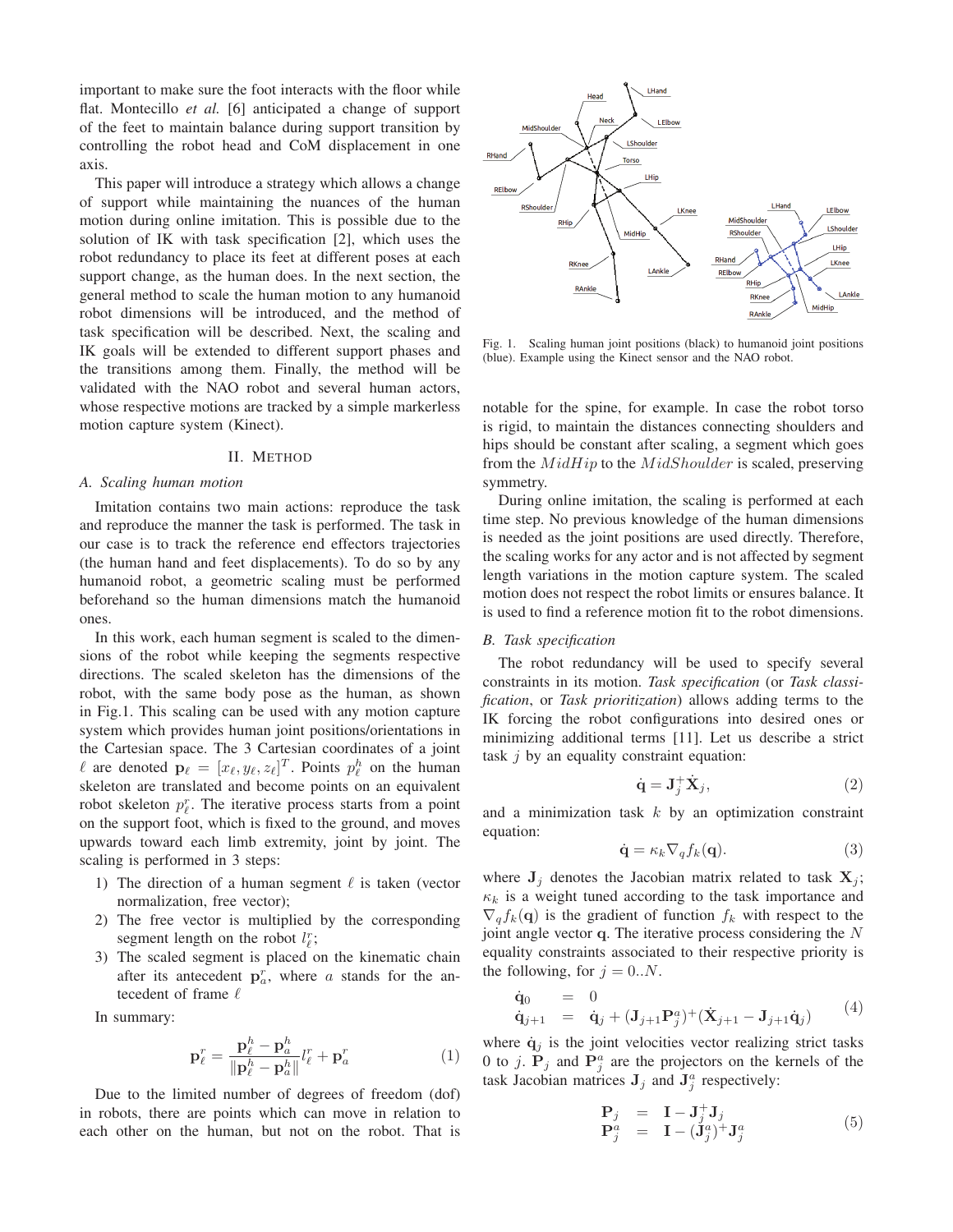important to make sure the foot interacts with the floor while flat. Montecillo *et al.* [6] anticipated a change of support of the feet to maintain balance during support transition by controlling the robot head and CoM displacement in one axis.

This paper will introduce a strategy which allows a change of support while maintaining the nuances of the human motion during online imitation. This is possible due to the solution of IK with task specification [2], which uses the robot redundancy to place its feet at different poses at each support change, as the human does. In the next section, the general method to scale the human motion to any humanoid robot dimensions will be introduced, and the method of task specification will be described. Next, the scaling and IK goals will be extended to different support phases and the transitions among them. Finally, the method will be validated with the NAO robot and several human actors, whose respective motions are tracked by a simple markerless motion capture system (Kinect).

## II. METHOD

### A. Scaling human motion

Imitation contains two main actions: reproduce the task and reproduce the manner the task is performed. The task in our case is to track the reference end effectors trajectories (the human hand and feet displacements). To do so by any humanoid robot, a geometric scaling must be performed beforehand so the human dimensions match the humanoid ones.

In this work, each human segment is scaled to the dimensions of the robot while keeping the segments respective directions. The scaled skeleton has the dimensions of the robot, with the same body pose as the human, as shown in Fig.1. This scaling can be used with any motion capture system which provides human joint positions/orientations in the Cartesian space. The 3 Cartesian coordinates of a joint $\ell$ are denoted $\mathbf{p}_\ell = [x_\ell, y_\ell, z_\ell]^T$. Points $p^h_\ell$ on the human skeleton are translated and become points on an equivalent robot skeleton $p^r_\ell$. The iterative process starts from a point on the support foot, which is fixed to the ground, and moves upwards toward each limb extremity, joint by joint. The scaling is performed in 3 steps:

1) The direction of a human segment $\ell$ is taken (vector normalization, free vector);
2) The free vector is multiplied by the corresponding segment length on the robot $l^r_\ell$;
3) The scaled segment is placed on the kinematic chain after its antecedent $\mathbf{p}^r_a$, where $a$ stands for the antecedent of frame $\ell$

In summary:

$$\mathbf{p}^r_\ell = \frac{\mathbf{p}^h_\ell - \mathbf{p}^h_a}{\|\mathbf{p}^h_\ell - \mathbf{p}^h_a\|} l^r_\ell + \mathbf{p}^r_a \tag{1}$$

Due to the limited number of degrees of freedom (dof) in robots, there are points which can move in relation to each other on the human, but not on the robot. That is notable for the spine, for example. In case the robot torso is rigid, to maintain the distances connecting shoulders and hips should be constant after scaling, a segment which goes from the $MidHip$ to the $MidShoulder$ is scaled, preserving symmetry.

Fig. 1. Scaling human joint positions (black) to humanoid joint positions (blue). Example using the Kinect sensor and the NAO robot.

During online imitation, the scaling is performed at each time step. No previous knowledge of the human dimensions is needed as the joint positions are used directly. Therefore, the scaling works for any actor and is not affected by segment length variations in the motion capture system. The scaled motion does not respect the robot limits or ensures balance. It is used to find a reference motion fit to the robot dimensions.

### B. Task specification

The robot redundancy will be used to specify several constraints in its motion. *Task specification* (or *Task classification*, or *Task prioritization*) allows adding terms to the IK forcing the robot configurations into desired ones or minimizing additional terms [11]. Let us describe a strict task $j$ by an equality constraint equation:

$$\dot{\mathbf{q}} = \mathbf{J}^+_j \dot{\mathbf{X}}_j, \tag{2}$$

and a minimization task $k$ by an optimization constraint equation:

$$\dot{\mathbf{q}} = \kappa_k \nabla_q f_k(\mathbf{q}). \tag{3}$$

where $\mathbf{J}_j$ denotes the Jacobian matrix related to task $\mathbf{X}_j$; $\kappa_k$ is a weight tuned according to the task importance and $\nabla_q f_k(\mathbf{q})$ is the gradient of function $f_k$ with respect to the joint angle vector $\mathbf{q}$. The iterative process considering the $N$ equality constraints associated to their respective priority is the following, for $j = 0..N$.

$$\begin{aligned} \dot{\mathbf{q}}_0 &= 0 \\ \dot{\mathbf{q}}_{j+1} &= \dot{\mathbf{q}}_j + (\mathbf{J}_{j+1}\mathbf{P}^a_j)^+(\dot{\mathbf{X}}_{j+1} - \mathbf{J}_{j+1}\dot{\mathbf{q}}_j) \end{aligned} \tag{4}$$

where $\dot{\mathbf{q}}_j$ is the joint velocities vector realizing strict tasks 0 to $j$. $\mathbf{P}_j$ and $\mathbf{P}^a_j$ are the projectors on the kernels of the task Jacobian matrices $\mathbf{J}_j$ and $\mathbf{J}^a_j$ respectively:

$$\begin{aligned} \mathbf{P}_j &= \mathbf{I} - \mathbf{J}^+_j \mathbf{J}_j \\ \mathbf{P}^a_j &= \mathbf{I} - (\mathbf{J}^a_j)^+ \mathbf{J}^a_j \end{aligned} \tag{5}$$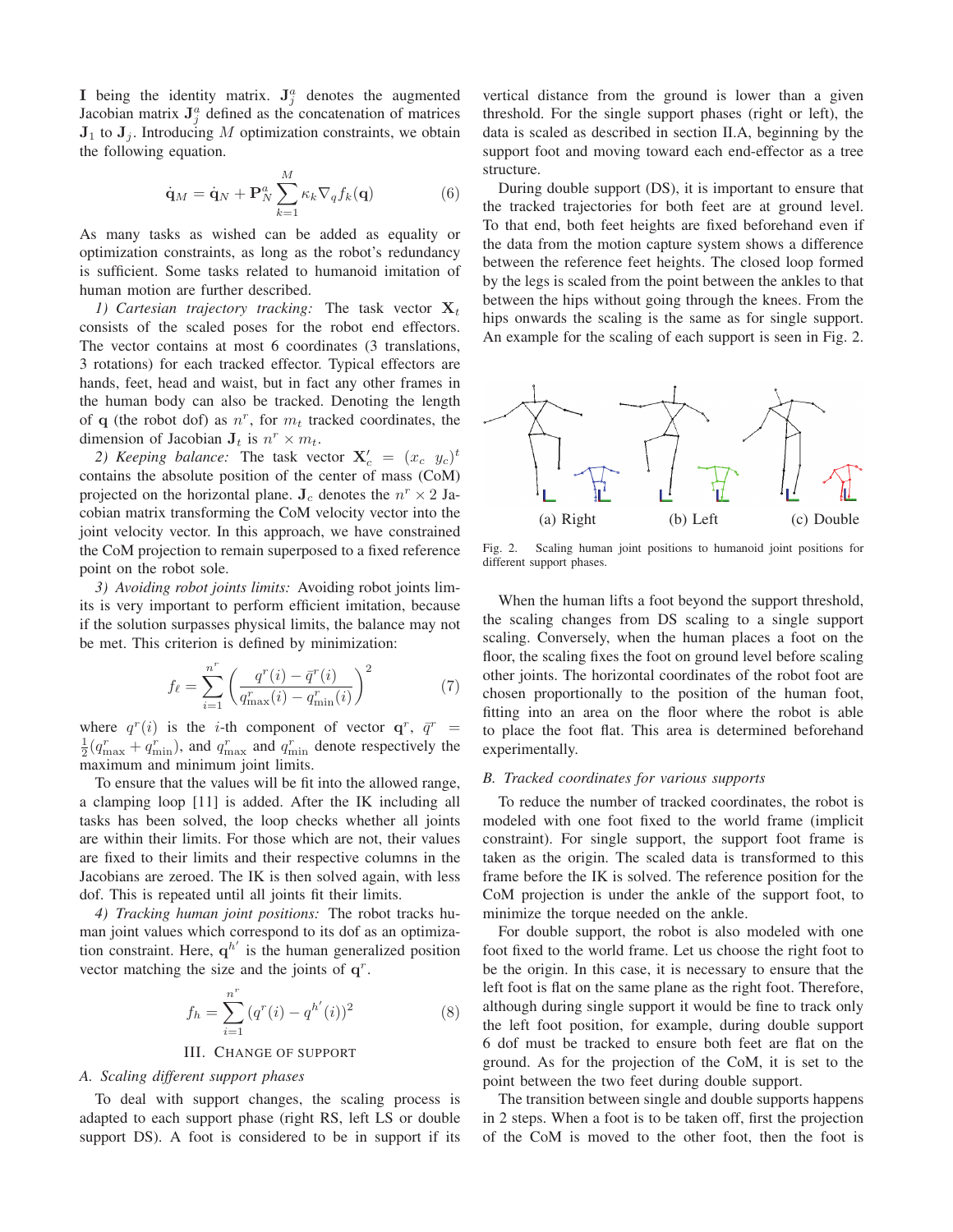$\mathbf{I}$ being the identity matrix. $\mathbf{J}_j^a$ denotes the augmented Jacobian matrix $\mathbf{J}_j^a$ defined as the concatenation of matrices $\mathbf{J}_1$ to $\mathbf{J}_j$. Introducing $M$ optimization constraints, we obtain the following equation.

$$\dot{\mathbf{q}}_M = \dot{\mathbf{q}}_N + \mathbf{P}_N^a \sum_{k=1}^{M} \kappa_k \nabla_q f_k(\mathbf{q}) \tag{6}$$

As many tasks as wished can be added as equality or optimization constraints, as long as the robot's redundancy is sufficient. Some tasks related to humanoid imitation of human motion are further described.

*1) Cartesian trajectory tracking:* The task vector $\mathbf{X}_t$ consists of the scaled poses for the robot end effectors. The vector contains at most 6 coordinates (3 translations, 3 rotations) for each tracked effector. Typical effectors are hands, feet, head and waist, but in fact any other frames in the human body can also be tracked. Denoting the length of $\mathbf{q}$ (the robot dof) as $n^r$, for $m_t$ tracked coordinates, the dimension of Jacobian $\mathbf{J}_t$ is $n^r \times m_t$.

*2) Keeping balance:* The task vector $\mathbf{X}_c' = (x_c \;\; y_c)^t$ contains the absolute position of the center of mass (CoM) projected on the horizontal plane. $\mathbf{J}_c$ denotes the $n^r \times 2$ Jacobian matrix transforming the CoM velocity vector into the joint velocity vector. In this approach, we have constrained the CoM projection to remain superposed to a fixed reference point on the robot sole.

*3) Avoiding robot joints limits:* Avoiding robot joints limits is very important to perform efficient imitation, because if the solution surpasses physical limits, the balance may not be met. This criterion is defined by minimization:

$$f_\ell = \sum_{i=1}^{n^r} \left( \frac{q^r(i) - \bar{q}^r(i)}{q_{\max}^r(i) - q_{\min}^r(i)} \right)^2 \tag{7}$$

where $q^r(i)$ is the $i$-th component of vector $\mathbf{q}^r$, $\bar{q}^r = \frac{1}{2}(q_{\max}^r + q_{\min}^r)$, and $q_{\max}^r$ and $q_{\min}^r$ denote respectively the maximum and minimum joint limits.

To ensure that the values will be fit into the allowed range, a clamping loop [11] is added. After the IK including all tasks has been solved, the loop checks whether all joints are within their limits. For those which are not, their values are fixed to their limits and their respective columns in the Jacobians are zeroed. The IK is then solved again, with less dof. This is repeated until all joints fit their limits.

*4) Tracking human joint positions:* The robot tracks human joint values which correspond to its dof as an optimization constraint. Here, $\mathbf{q}^{h'}$ is the human generalized position vector matching the size and the joints of $\mathbf{q}^r$.

$$f_h = \sum_{i=1}^{n^r} (q^r(i) - q^{h'}(i))^2 \tag{8}$$

## III. Change of Support

### A. Scaling different support phases

To deal with support changes, the scaling process is adapted to each support phase (right RS, left LS or double support DS). A foot is considered to be in support if its vertical distance from the ground is lower than a given threshold. For the single support phases (right or left), the data is scaled as described in section II.A, beginning by the support foot and moving toward each end-effector as a tree structure.

During double support (DS), it is important to ensure that the tracked trajectories for both feet are at ground level. To that end, both feet heights are fixed beforehand even if the data from the motion capture system shows a difference between the reference feet heights. The closed loop formed by the legs is scaled from the point between the ankles to that between the hips without going through the knees. From the hips onwards the scaling is the same as for single support. An example for the scaling of each support is seen in Fig. 2.

(a) Right

(b) Left

(c) Double

Fig. 2. Scaling human joint positions to humanoid joint positions for different support phases.

When the human lifts a foot beyond the support threshold, the scaling changes from DS scaling to a single support scaling. Conversely, when the human places a foot on the floor, the scaling fixes the foot on ground level before scaling other joints. The horizontal coordinates of the robot foot are chosen proportionally to the position of the human foot, fitting into an area on the floor where the robot is able to place the foot flat. This area is determined beforehand experimentally.

### B. Tracked coordinates for various supports

To reduce the number of tracked coordinates, the robot is modeled with one foot fixed to the world frame (implicit constraint). For single support, the support foot frame is taken as the origin. The scaled data is transformed to this frame before the IK is solved. The reference position for the CoM projection is under the ankle of the support foot, to minimize the torque needed on the ankle.

For double support, the robot is also modeled with one foot fixed to the world frame. Let us choose the right foot to be the origin. In this case, it is necessary to ensure that the left foot is flat on the same plane as the right foot. Therefore, although during single support it would be fine to track only the left foot position, for example, during double support 6 dof must be tracked to ensure both feet are flat on the ground. As for the projection of the CoM, it is set to the point between the two feet during double support.

The transition between single and double supports happens in 2 steps. When a foot is to be taken off, first the projection of the CoM is moved to the other foot, then the foot is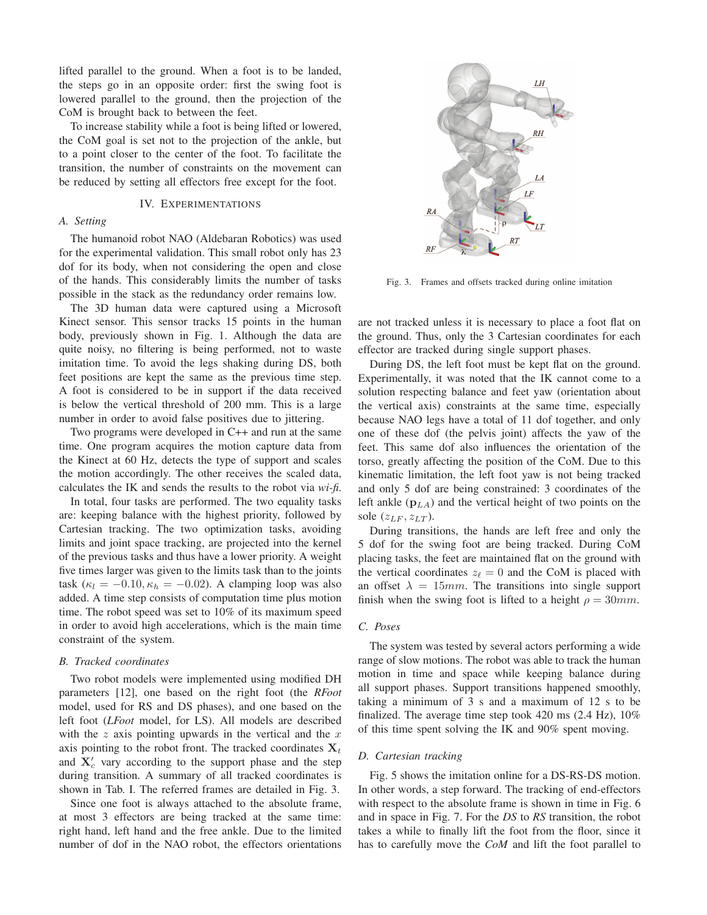lifted parallel to the ground. When a foot is to be landed, the steps go in an opposite order: first the swing foot is lowered parallel to the ground, then the projection of the CoM is brought back to between the feet.

To increase stability while a foot is being lifted or lowered, the CoM goal is set not to the projection of the ankle, but to a point closer to the center of the foot. To facilitate the transition, the number of constraints on the movement can be reduced by setting all effectors free except for the foot.

## IV. EXPERIMENTATIONS

### A. Setting

The humanoid robot NAO (Aldebaran Robotics) was used for the experimental validation. This small robot only has 23 dof for its body, when not considering the open and close of the hands. This considerably limits the number of tasks possible in the stack as the redundancy order remains low.

The 3D human data were captured using a Microsoft Kinect sensor. This sensor tracks 15 points in the human body, previously shown in Fig. 1. Although the data are quite noisy, no filtering is being performed, not to waste imitation time. To avoid the legs shaking during DS, both feet positions are kept the same as the previous time step. A foot is considered to be in support if the data received is below the vertical threshold of 200 mm. This is a large number in order to avoid false positives due to jittering.

Two programs were developed in C++ and run at the same time. One program acquires the motion capture data from the Kinect at 60 Hz, detects the type of support and scales the motion accordingly. The other receives the scaled data, calculates the IK and sends the results to the robot via *wi-fi*.

In total, four tasks are performed. The two equality tasks are: keeping balance with the highest priority, followed by Cartesian tracking. The two optimization tasks, avoiding limits and joint space tracking, are projected into the kernel of the previous tasks and thus have a lower priority. A weight five times larger was given to the limits task than to the joints task ($\kappa_l = -0.10, \kappa_h = -0.02$). A clamping loop was also added. A time step consists of computation time plus motion time. The robot speed was set to 10% of its maximum speed in order to avoid high accelerations, which is the main time constraint of the system.

### B. Tracked coordinates

Two robot models were implemented using modified DH parameters [12], one based on the right foot (the *RFoot* model, used for RS and DS phases), and one based on the left foot (*LFoot* model, for LS). All models are described with the $z$ axis pointing upwards in the vertical and the $x$ axis pointing to the robot front. The tracked coordinates $\mathbf{X}_t$ and $\mathbf{X}'_c$ vary according to the support phase and the step during transition. A summary of all tracked coordinates is shown in Tab. I. The referred frames are detailed in Fig. 3.

Since one foot is always attached to the absolute frame, at most 3 effectors are being tracked at the same time: right hand, left hand and the free ankle. Due to the limited number of dof in the NAO robot, the effectors orientations are not tracked unless it is necessary to place a foot flat on the ground. Thus, only the 3 Cartesian coordinates for each effector are tracked during single support phases.

Fig. 3. Frames and offsets tracked during online imitation

During DS, the left foot must be kept flat on the ground. Experimentally, it was noted that the IK cannot come to a solution respecting balance and feet yaw (orientation about the vertical axis) constraints at the same time, especially because NAO legs have a total of 11 dof together, and only one of these dof (the pelvis joint) affects the yaw of the feet. This same dof also influences the orientation of the torso, greatly affecting the position of the CoM. Due to this kinematic limitation, the left foot yaw is not being tracked and only 5 dof are being constrained: 3 coordinates of the left ankle ($\mathbf{p}_{LA}$) and the vertical height of two points on the sole ($z_{LF}, z_{LT}$).

During transitions, the hands are left free and only the 5 dof for the swing foot are being tracked. During CoM placing tasks, the feet are maintained flat on the ground with the vertical coordinates $z_\ell = 0$ and the CoM is placed with an offset $\lambda = 15mm$. The transitions into single support finish when the swing foot is lifted to a height $\rho = 30mm$.

### C. Poses

The system was tested by several actors performing a wide range of slow motions. The robot was able to track the human motion in time and space while keeping balance during all support phases. Support transitions happened smoothly, taking a minimum of 3 s and a maximum of 12 s to be finalized. The average time step took 420 ms (2.4 Hz), 10% of this time spent solving the IK and 90% spent moving.

### D. Cartesian tracking

Fig. 5 shows the imitation online for a DS-RS-DS motion. In other words, a step forward. The tracking of end-effectors with respect to the absolute frame is shown in time in Fig. 6 and in space in Fig. 7. For the *DS* to *RS* transition, the robot takes a while to finally lift the foot from the floor, since it has to carefully move the *CoM* and lift the foot parallel to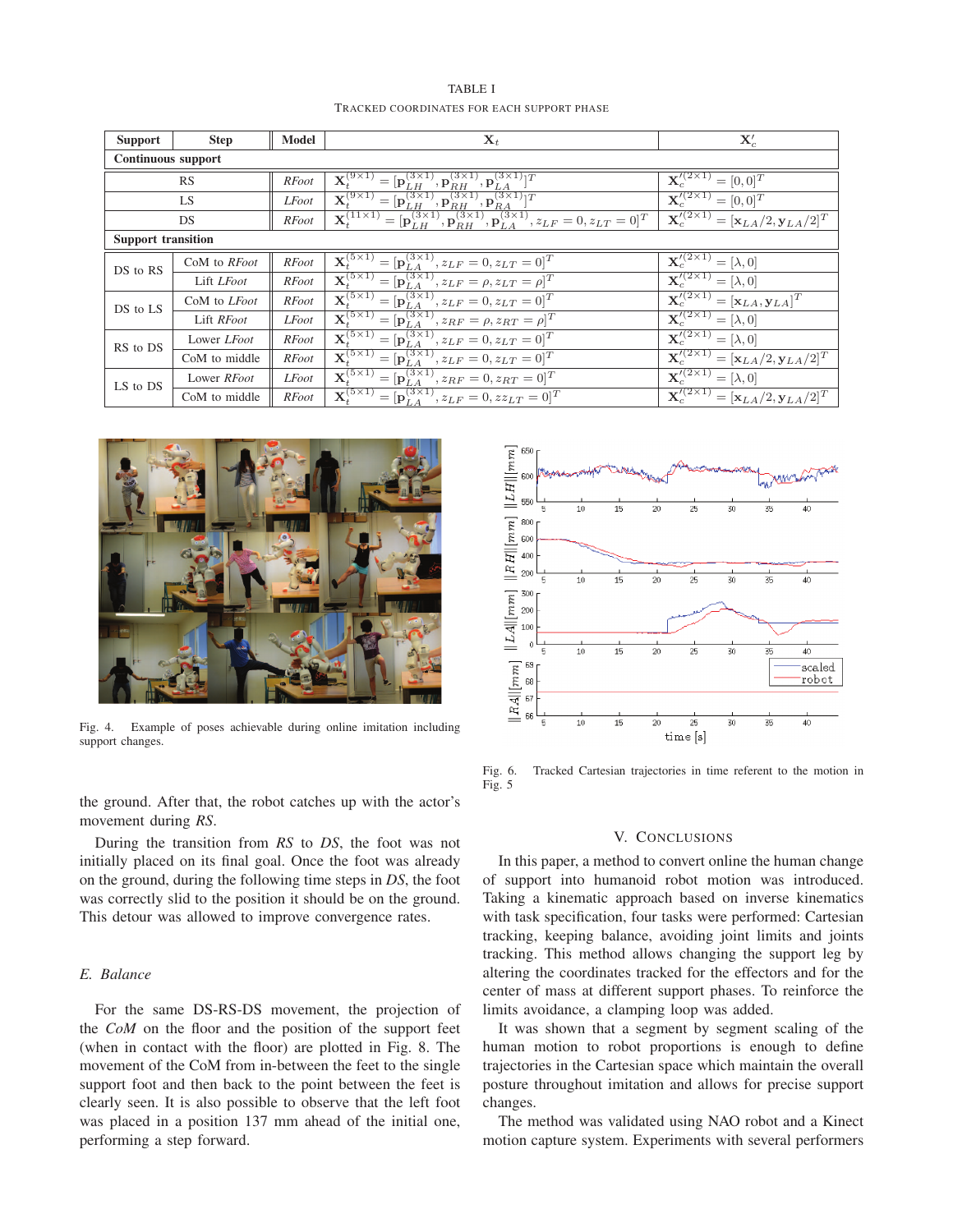TABLE I

TRACKED COORDINATES FOR EACH SUPPORT PHASE

| Support | Step | Model | $\mathbf{X}_t$ | $\mathbf{X}'_c$ |
|---|---|---|---|---|
| **Continuous support** | | | | |
| RS | | *RFoot* | $\mathbf{X}_t^{(9\times1)} = [\mathbf{p}_{LH}^{(3\times1)}, \mathbf{p}_{RH}^{(3\times1)}, \mathbf{p}_{LA}^{(3\times1)}]^T$ | $\mathbf{X}_c'^{(2\times1)} = [0,0]^T$ |
| LS | | *LFoot* | $\mathbf{X}_t^{(9\times1)} = [\mathbf{p}_{LH}^{(3\times1)}, \mathbf{p}_{RH}^{(3\times1)}, \mathbf{p}_{RA}^{(3\times1)}]^T$ | $\mathbf{X}_c'^{(2\times1)} = [0,0]^T$ |
| DS | | *RFoot* | $\mathbf{X}_t^{(11\times1)} = [\mathbf{p}_{LH}^{(3\times1)}, \mathbf{p}_{RH}^{(3\times1)}, \mathbf{p}_{LA}^{(3\times1)}, z_{LF}=0, z_{LT}=0]^T$ | $\mathbf{X}_c'^{(2\times1)} = [\mathbf{x}_{LA}/2, \mathbf{y}_{LA}/2]^T$ |
| **Support transition** | | | | |
| DS to RS | CoM to *RFoot* | *RFoot* | $\mathbf{X}_t^{(5\times1)} = [\mathbf{p}_{LA}^{(3\times1)}, z_{LF}=0, z_{LT}=0]^T$ | $\mathbf{X}_c'^{(2\times1)} = [\lambda, 0]$ |
| | Lift *LFoot* | *RFoot* | $\mathbf{X}_t^{(5\times1)} = [\mathbf{p}_{LA}^{(3\times1)}, z_{LF}=\rho, z_{LT}=\rho]^T$ | $\mathbf{X}_c'^{(2\times1)} = [\lambda, 0]$ |
| DS to LS | CoM to *LFoot* | *RFoot* | $\mathbf{X}_t^{(5\times1)} = [\mathbf{p}_{LA}^{(3\times1)}, z_{LF}=0, z_{LT}=0]^T$ | $\mathbf{X}_c'^{(2\times1)} = [\mathbf{x}_{LA}, \mathbf{y}_{LA}]^T$ |
| | Lift *RFoot* | *LFoot* | $\mathbf{X}_t^{(5\times1)} = [\mathbf{p}_{LA}^{(3\times1)}, z_{RF}=\rho, z_{RT}=\rho]^T$ | $\mathbf{X}_c'^{(2\times1)} = [\lambda, 0]$ |
| RS to DS | Lower *LFoot* | *RFoot* | $\mathbf{X}_t^{(5\times1)} = [\mathbf{p}_{LA}^{(3\times1)}, z_{LF}=0, z_{LT}=0]^T$ | $\mathbf{X}_c'^{(2\times1)} = [\lambda, 0]$ |
| | CoM to middle | *RFoot* | $\mathbf{X}_t^{(5\times1)} = [\mathbf{p}_{LA}^{(3\times1)}, z_{LF}=0, z_{LT}=0]^T$ | $\mathbf{X}_c'^{(2\times1)} = [\mathbf{x}_{LA}/2, \mathbf{y}_{LA}/2]^T$ |
| LS to DS | Lower *RFoot* | *LFoot* | $\mathbf{X}_t^{(5\times1)} = [\mathbf{p}_{LA}^{(3\times1)}, z_{RF}=0, z_{RT}=0]^T$ | $\mathbf{X}_c'^{(2\times1)} = [\lambda, 0]$ |
| | CoM to middle | *RFoot* | $\mathbf{X}_t^{(5\times1)} = [\mathbf{p}_{LA}^{(3\times1)}, z_{LF}=0, zz_{LT}=0]^T$ | $\mathbf{X}_c'^{(2\times1)} = [\mathbf{x}_{LA}/2, \mathbf{y}_{LA}/2]^T$ |

Fig. 4. Example of poses achievable during online imitation including support changes.

Fig. 6. Tracked Cartesian trajectories in time referent to the motion in Fig. 5

the ground. After that, the robot catches up with the actor's movement during *RS*.

During the transition from *RS* to *DS*, the foot was not initially placed on its final goal. Once the foot was already on the ground, during the following time steps in *DS*, the foot was correctly slid to the position it should be on the ground. This detour was allowed to improve convergence rates.

### *E. Balance*

For the same DS-RS-DS movement, the projection of the *CoM* on the floor and the position of the support feet (when in contact with the floor) are plotted in Fig. 8. The movement of the CoM from in-between the feet to the single support foot and then back to the point between the feet is clearly seen. It is also possible to observe that the left foot was placed in a position 137 mm ahead of the initial one, performing a step forward.

## V. CONCLUSIONS

In this paper, a method to convert online the human change of support into humanoid robot motion was introduced. Taking a kinematic approach based on inverse kinematics with task specification, four tasks were performed: Cartesian tracking, keeping balance, avoiding joint limits and joints tracking. This method allows changing the support leg by altering the coordinates tracked for the effectors and for the center of mass at different support phases. To reinforce the limits avoidance, a clamping loop was added.

It was shown that a segment by segment scaling of the human motion to robot proportions is enough to define trajectories in the Cartesian space which maintain the overall posture throughout imitation and allows for precise support changes.

The method was validated using NAO robot and a Kinect motion capture system. Experiments with several performers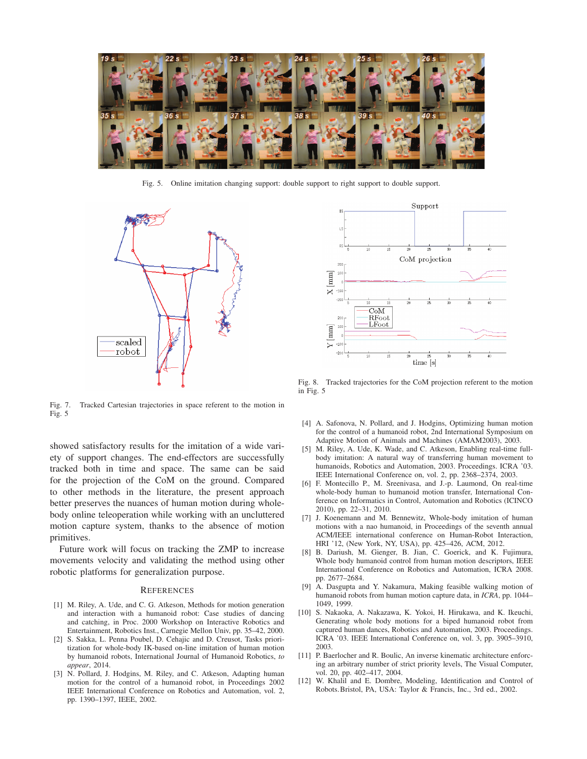Fig. 5. Online imitation changing support: double support to right support to double support.

scaled
robot

Fig. 7. Tracked Cartesian trajectories in space referent to the motion in Fig. 5

Support
RS
LS
RS
5 10 15 20 25 30 35 40

CoM projection
X [mm]
200
100
0
−100
−200
5 10 15 20 25 30 35 40

CoM
RFoot
LFoot
Y [mm]
200
100
0
−100
−200
5 10 15 20 25 30 35 40
time [s]

Fig. 8. Tracked trajectories for the CoM projection referent to the motion in Fig. 5

showed satisfactory results for the imitation of a wide variety of support changes. The end-effectors are successfully tracked both in time and space. The same can be said for the projection of the CoM on the ground. Compared to other methods in the literature, the present approach better preserves the nuances of human motion during whole-body online teleoperation while working with an uncluttered motion capture system, thanks to the absence of motion primitives.

Future work will focus on tracking the ZMP to increase movements velocity and validating the method using other robotic platforms for generalization purpose.

## References

[1] M. Riley, A. Ude, and C. G. Atkeson, Methods for motion generation and interaction with a humanoid robot: Case studies of dancing and catching, in Proc. 2000 Workshop on Interactive Robotics and Entertainment, Robotics Inst., Carnegie Mellon Univ, pp. 35–42, 2000.

[2] S. Sakka, L. Penna Poubel, D. Cehajic and D. Creusot, Tasks prioritization for whole-body IK-based on-line imitation of human motion by humanoid robots, International Journal of Humanoid Robotics, *to appear*, 2014.

[3] N. Pollard, J. Hodgins, M. Riley, and C. Atkeson, Adapting human motion for the control of a humanoid robot, in Proceedings 2002 IEEE International Conference on Robotics and Automation, vol. 2, pp. 1390–1397, IEEE, 2002.

[4] A. Safonova, N. Pollard, and J. Hodgins, Optimizing human motion for the control of a humanoid robot, 2nd International Symposium on Adaptive Motion of Animals and Machines (AMAM2003), 2003.

[5] M. Riley, A. Ude, K. Wade, and C. Atkeson, Enabling real-time full-body imitation: A natural way of transferring human movement to humanoids, Robotics and Automation, 2003. Proceedings. ICRA '03. IEEE International Conference on, vol. 2, pp. 2368–2374, 2003.

[6] F. Montecillo P., M. Sreenivasa, and J.-p. Laumond, On real-time whole-body human to humanoid motion transfer, International Conference on Informatics in Control, Automation and Robotics (ICINCO 2010), pp. 22–31, 2010.

[7] J. Koenemann and M. Bennewitz, Whole-body imitation of human motions with a nao humanoid, in Proceedings of the seventh annual ACM/IEEE international conference on Human-Robot Interaction, HRI '12, (New York, NY, USA), pp. 425–426, ACM, 2012.

[8] B. Dariush, M. Gienger, B. Jian, C. Goerick, and K. Fujimura, Whole body humanoid control from human motion descriptors, IEEE International Conference on Robotics and Automation, ICRA 2008. pp. 2677–2684.

[9] A. Dasgupta and Y. Nakamura, Making feasible walking motion of humanoid robots from human motion capture data, in *ICRA*, pp. 1044–1049, 1999.

[10] S. Nakaoka, A. Nakazawa, K. Yokoi, H. Hirukawa, and K. Ikeuchi, Generating whole body motions for a biped humanoid robot from captured human dances, Robotics and Automation, 2003. Proceedings. ICRA '03. IEEE International Conference on, vol. 3, pp. 3905–3910, 2003.

[11] P. Baerlocher and R. Boulic, An inverse kinematic architecture enforcing an arbitrary number of strict priority levels, The Visual Computer, vol. 20, pp. 402–417, 2004.

[12] W. Khalil and E. Dombre, Modeling, Identification and Control of Robots. Bristol, PA, USA: Taylor & Francis, Inc., 3rd ed., 2002.